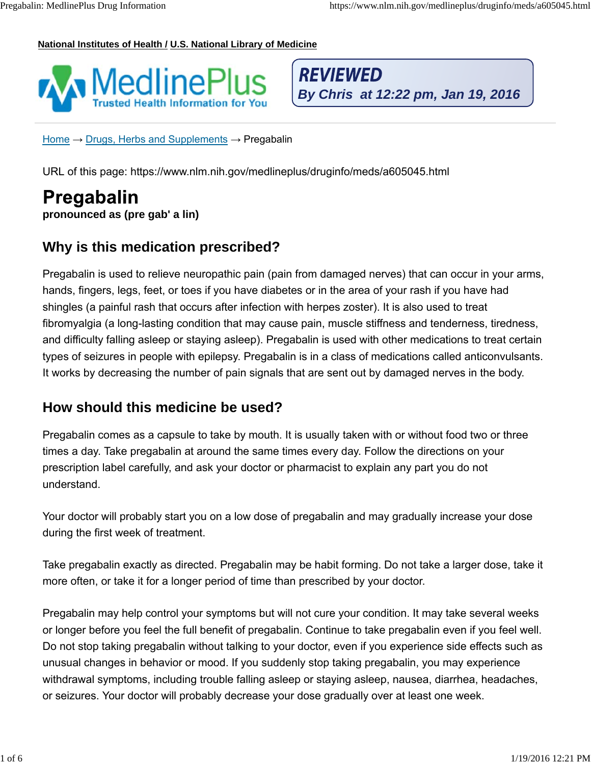National Institutes of Health / U.S. National Library of Medicine

MedlinePlus
Trusted Health Information for You

*REVIEWED*
*By Chris at 12:22 pm, Jan 19, 2016*

Home → Drugs, Herbs and Supplements → Pregabalin

URL of this page: https://www.nlm.nih.gov/medlineplus/druginfo/meds/a605045.html

# Pregabalin

**pronounced as (pre gab' a lin)**

## Why is this medication prescribed?

Pregabalin is used to relieve neuropathic pain (pain from damaged nerves) that can occur in your arms, hands, fingers, legs, feet, or toes if you have diabetes or in the area of your rash if you have had shingles (a painful rash that occurs after infection with herpes zoster). It is also used to treat fibromyalgia (a long-lasting condition that may cause pain, muscle stiffness and tenderness, tiredness, and difficulty falling asleep or staying asleep). Pregabalin is used with other medications to treat certain types of seizures in people with epilepsy. Pregabalin is in a class of medications called anticonvulsants. It works by decreasing the number of pain signals that are sent out by damaged nerves in the body.

## How should this medicine be used?

Pregabalin comes as a capsule to take by mouth. It is usually taken with or without food two or three times a day. Take pregabalin at around the same times every day. Follow the directions on your prescription label carefully, and ask your doctor or pharmacist to explain any part you do not understand.

Your doctor will probably start you on a low dose of pregabalin and may gradually increase your dose during the first week of treatment.

Take pregabalin exactly as directed. Pregabalin may be habit forming. Do not take a larger dose, take it more often, or take it for a longer period of time than prescribed by your doctor.

Pregabalin may help control your symptoms but will not cure your condition. It may take several weeks or longer before you feel the full benefit of pregabalin. Continue to take pregabalin even if you feel well. Do not stop taking pregabalin without talking to your doctor, even if you experience side effects such as unusual changes in behavior or mood. If you suddenly stop taking pregabalin, you may experience withdrawal symptoms, including trouble falling asleep or staying asleep, nausea, diarrhea, headaches, or seizures. Your doctor will probably decrease your dose gradually over at least one week.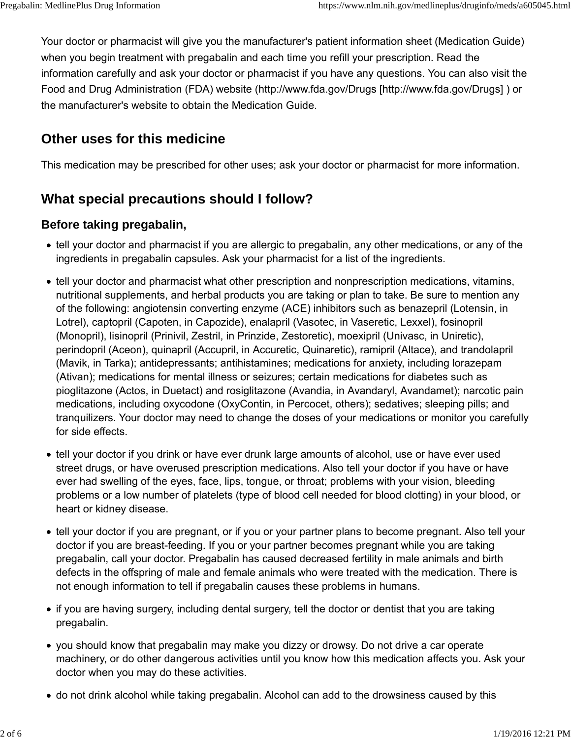Your doctor or pharmacist will give you the manufacturer's patient information sheet (Medication Guide) when you begin treatment with pregabalin and each time you refill your prescription. Read the information carefully and ask your doctor or pharmacist if you have any questions. You can also visit the Food and Drug Administration (FDA) website (http://www.fda.gov/Drugs [http://www.fda.gov/Drugs] ) or the manufacturer's website to obtain the Medication Guide.

## Other uses for this medicine

This medication may be prescribed for other uses; ask your doctor or pharmacist for more information.

## What special precautions should I follow?

### Before taking pregabalin,

- tell your doctor and pharmacist if you are allergic to pregabalin, any other medications, or any of the ingredients in pregabalin capsules. Ask your pharmacist for a list of the ingredients.
- tell your doctor and pharmacist what other prescription and nonprescription medications, vitamins, nutritional supplements, and herbal products you are taking or plan to take. Be sure to mention any of the following: angiotensin converting enzyme (ACE) inhibitors such as benazepril (Lotensin, in Lotrel), captopril (Capoten, in Capozide), enalapril (Vasotec, in Vaseretic, Lexxel), fosinopril (Monopril), lisinopril (Prinivil, Zestril, in Prinzide, Zestoretic), moexipril (Univasc, in Uniretic), perindopril (Aceon), quinapril (Accupril, in Accuretic, Quinaretic), ramipril (Altace), and trandolapril (Mavik, in Tarka); antidepressants; antihistamines; medications for anxiety, including lorazepam (Ativan); medications for mental illness or seizures; certain medications for diabetes such as pioglitazone (Actos, in Duetact) and rosiglitazone (Avandia, in Avandaryl, Avandamet); narcotic pain medications, including oxycodone (OxyContin, in Percocet, others); sedatives; sleeping pills; and tranquilizers. Your doctor may need to change the doses of your medications or monitor you carefully for side effects.
- tell your doctor if you drink or have ever drunk large amounts of alcohol, use or have ever used street drugs, or have overused prescription medications. Also tell your doctor if you have or have ever had swelling of the eyes, face, lips, tongue, or throat; problems with your vision, bleeding problems or a low number of platelets (type of blood cell needed for blood clotting) in your blood, or heart or kidney disease.
- tell your doctor if you are pregnant, or if you or your partner plans to become pregnant. Also tell your doctor if you are breast-feeding. If you or your partner becomes pregnant while you are taking pregabalin, call your doctor. Pregabalin has caused decreased fertility in male animals and birth defects in the offspring of male and female animals who were treated with the medication. There is not enough information to tell if pregabalin causes these problems in humans.
- if you are having surgery, including dental surgery, tell the doctor or dentist that you are taking pregabalin.
- you should know that pregabalin may make you dizzy or drowsy. Do not drive a car operate machinery, or do other dangerous activities until you know how this medication affects you. Ask your doctor when you may do these activities.
- do not drink alcohol while taking pregabalin. Alcohol can add to the drowsiness caused by this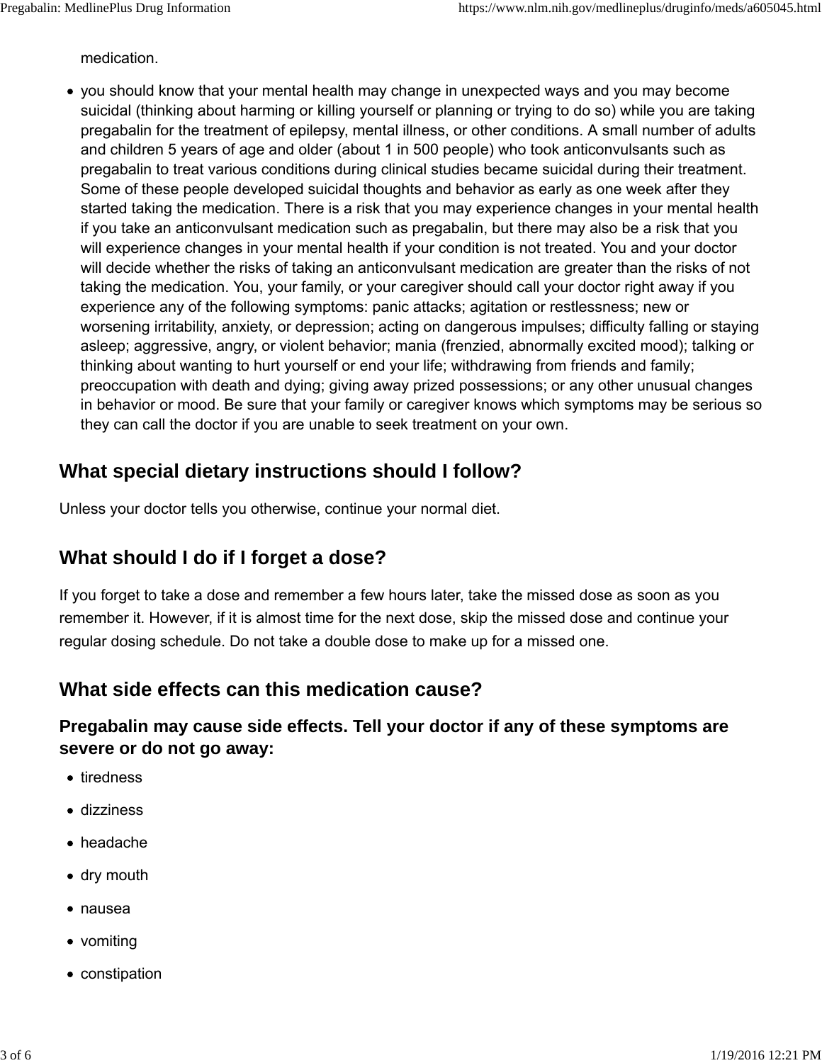medication.

- you should know that your mental health may change in unexpected ways and you may become suicidal (thinking about harming or killing yourself or planning or trying to do so) while you are taking pregabalin for the treatment of epilepsy, mental illness, or other conditions. A small number of adults and children 5 years of age and older (about 1 in 500 people) who took anticonvulsants such as pregabalin to treat various conditions during clinical studies became suicidal during their treatment. Some of these people developed suicidal thoughts and behavior as early as one week after they started taking the medication. There is a risk that you may experience changes in your mental health if you take an anticonvulsant medication such as pregabalin, but there may also be a risk that you will experience changes in your mental health if your condition is not treated. You and your doctor will decide whether the risks of taking an anticonvulsant medication are greater than the risks of not taking the medication. You, your family, or your caregiver should call your doctor right away if you experience any of the following symptoms: panic attacks; agitation or restlessness; new or worsening irritability, anxiety, or depression; acting on dangerous impulses; difficulty falling or staying asleep; aggressive, angry, or violent behavior; mania (frenzied, abnormally excited mood); talking or thinking about wanting to hurt yourself or end your life; withdrawing from friends and family; preoccupation with death and dying; giving away prized possessions; or any other unusual changes in behavior or mood. Be sure that your family or caregiver knows which symptoms may be serious so they can call the doctor if you are unable to seek treatment on your own.

## What special dietary instructions should I follow?

Unless your doctor tells you otherwise, continue your normal diet.

## What should I do if I forget a dose?

If you forget to take a dose and remember a few hours later, take the missed dose as soon as you remember it. However, if it is almost time for the next dose, skip the missed dose and continue your regular dosing schedule. Do not take a double dose to make up for a missed one.

## What side effects can this medication cause?

### Pregabalin may cause side effects. Tell your doctor if any of these symptoms are severe or do not go away:

- tiredness
- dizziness
- headache
- dry mouth
- nausea
- vomiting
- constipation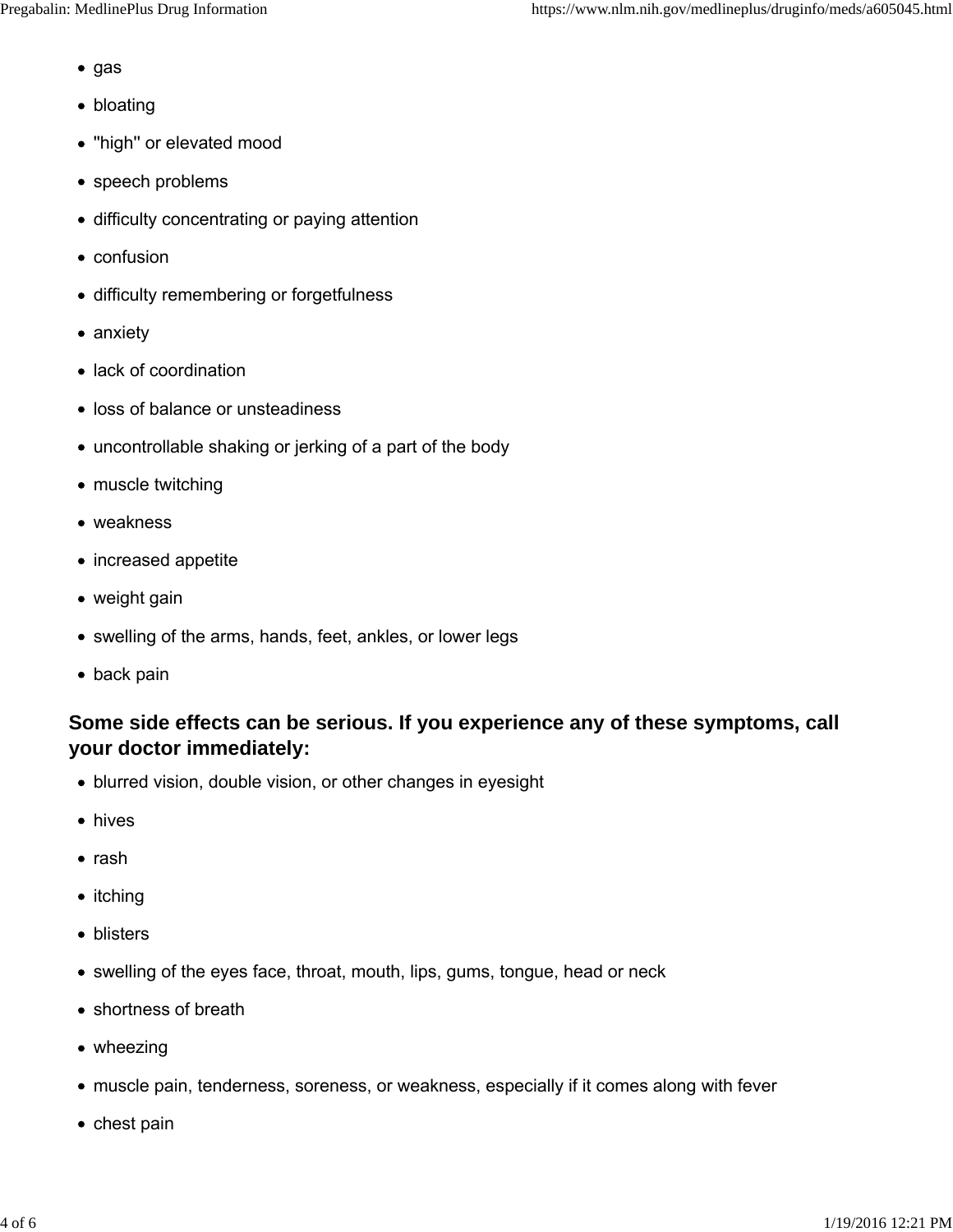- gas
- bloating
- "high" or elevated mood
- speech problems
- difficulty concentrating or paying attention
- confusion
- difficulty remembering or forgetfulness
- anxiety
- lack of coordination
- loss of balance or unsteadiness
- uncontrollable shaking or jerking of a part of the body
- muscle twitching
- weakness
- increased appetite
- weight gain
- swelling of the arms, hands, feet, ankles, or lower legs
- back pain

### Some side effects can be serious. If you experience any of these symptoms, call your doctor immediately:

- blurred vision, double vision, or other changes in eyesight
- hives
- rash
- itching
- blisters
- swelling of the eyes face, throat, mouth, lips, gums, tongue, head or neck
- shortness of breath
- wheezing
- muscle pain, tenderness, soreness, or weakness, especially if it comes along with fever
- chest pain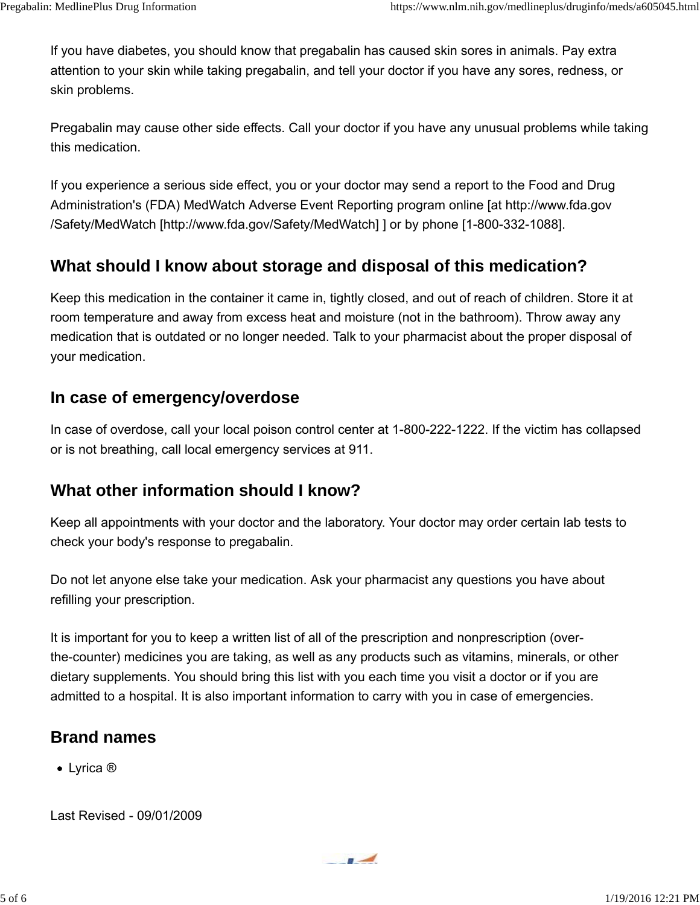If you have diabetes, you should know that pregabalin has caused skin sores in animals. Pay extra attention to your skin while taking pregabalin, and tell your doctor if you have any sores, redness, or skin problems.

Pregabalin may cause other side effects. Call your doctor if you have any unusual problems while taking this medication.

If you experience a serious side effect, you or your doctor may send a report to the Food and Drug Administration's (FDA) MedWatch Adverse Event Reporting program online [at http://www.fda.gov/Safety/MedWatch [http://www.fda.gov/Safety/MedWatch] ] or by phone [1-800-332-1088].

## What should I know about storage and disposal of this medication?

Keep this medication in the container it came in, tightly closed, and out of reach of children. Store it at room temperature and away from excess heat and moisture (not in the bathroom). Throw away any medication that is outdated or no longer needed. Talk to your pharmacist about the proper disposal of your medication.

## In case of emergency/overdose

In case of overdose, call your local poison control center at 1-800-222-1222. If the victim has collapsed or is not breathing, call local emergency services at 911.

## What other information should I know?

Keep all appointments with your doctor and the laboratory. Your doctor may order certain lab tests to check your body's response to pregabalin.

Do not let anyone else take your medication. Ask your pharmacist any questions you have about refilling your prescription.

It is important for you to keep a written list of all of the prescription and nonprescription (over-the-counter) medicines you are taking, as well as any products such as vitamins, minerals, or other dietary supplements. You should bring this list with you each time you visit a doctor or if you are admitted to a hospital. It is also important information to carry with you in case of emergencies.

## Brand names

- Lyrica ®

Last Revised - 09/01/2009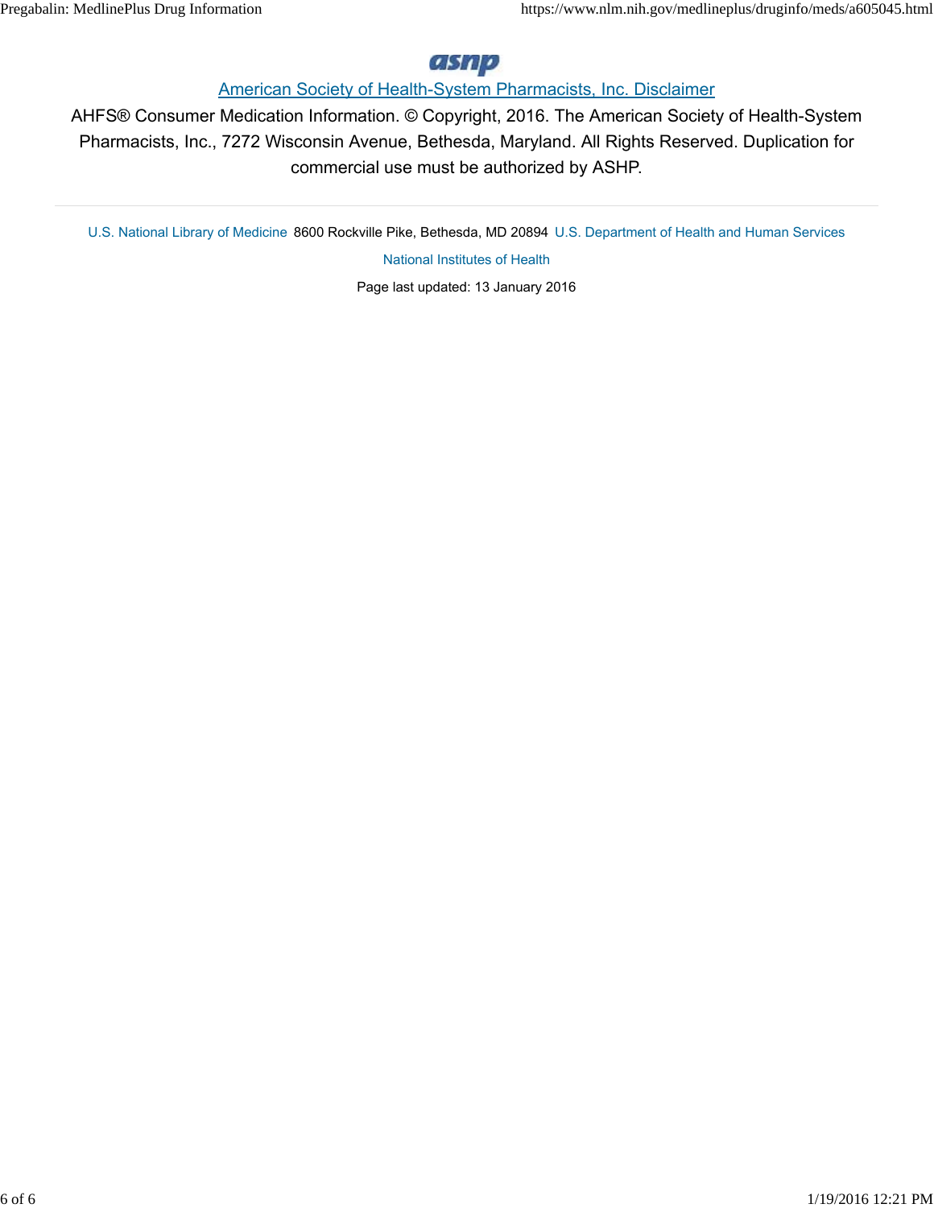asnp

American Society of Health-System Pharmacists, Inc. Disclaimer

AHFS® Consumer Medication Information. © Copyright, 2016. The American Society of Health-System Pharmacists, Inc., 7272 Wisconsin Avenue, Bethesda, Maryland. All Rights Reserved. Duplication for commercial use must be authorized by ASHP.

---

U.S. National Library of Medicine 8600 Rockville Pike, Bethesda, MD 20894 U.S. Department of Health and Human Services

National Institutes of Health

Page last updated: 13 January 2016